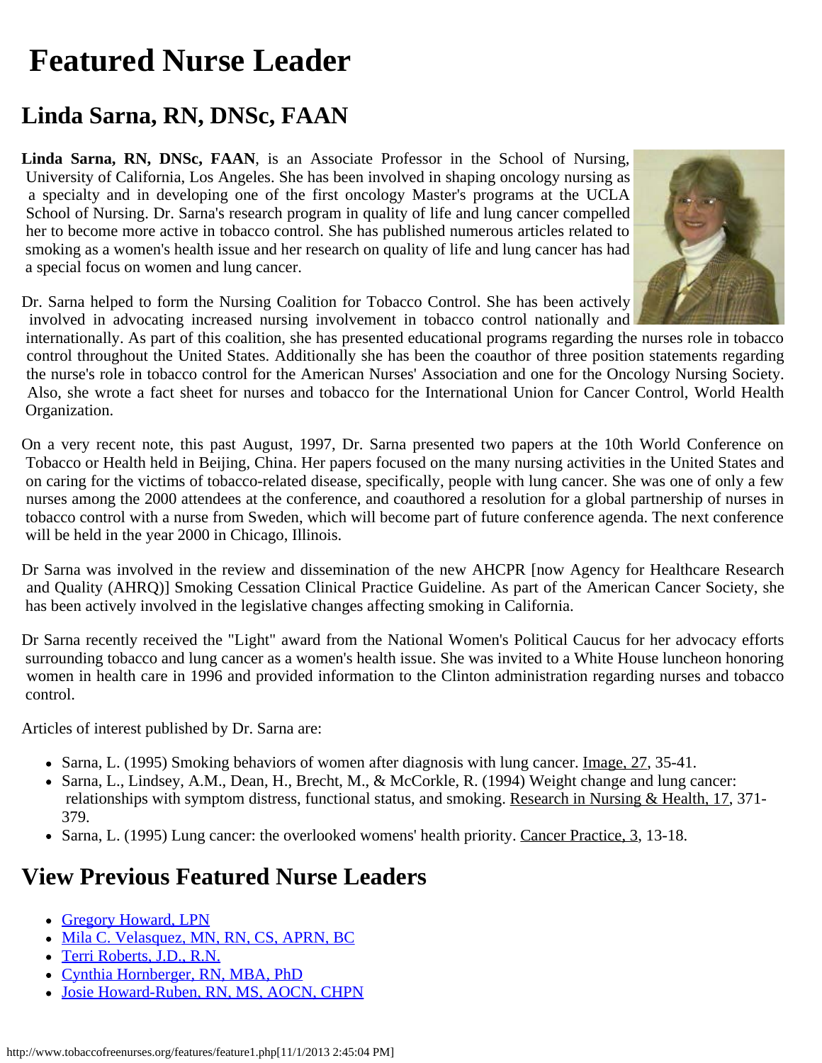# Featured Nurse Leader

## Linda Sarna, RN, DNSc, FAAN

**Linda Sarna, RN, DNSc, FAAN**, is an Associate Professor in the School of Nursing, University of California, Los Angeles. She has been involved in shaping oncology nursing as a specialty and in developing one of the first oncology Master's programs at the UCLA School of Nursing. Dr. Sarna's research program in quality of life and lung cancer compelled her to become more active in tobacco control. She has published numerous articles related to smoking as a women's health issue and her research on quality of life and lung cancer has had a special focus on women and lung cancer.

Dr. Sarna helped to form the Nursing Coalition for Tobacco Control. She has been actively involved in advocating increased nursing involvement in tobacco control nationally and internationally. As part of this coalition, she has presented educational programs regarding the nurses role in tobacco control throughout the United States. Additionally she has been the coauthor of three position statements regarding the nurse's role in tobacco control for the American Nurses' Association and one for the Oncology Nursing Society. Also, she wrote a fact sheet for nurses and tobacco for the International Union for Cancer Control, World Health Organization.

On a very recent note, this past August, 1997, Dr. Sarna presented two papers at the 10th World Conference on Tobacco or Health held in Beijing, China. Her papers focused on the many nursing activities in the United States and on caring for the victims of tobacco-related disease, specifically, people with lung cancer. She was one of only a few nurses among the 2000 attendees at the conference, and coauthored a resolution for a global partnership of nurses in tobacco control with a nurse from Sweden, which will become part of future conference agenda. The next conference will be held in the year 2000 in Chicago, Illinois.

Dr Sarna was involved in the review and dissemination of the new AHCPR [now Agency for Healthcare Research and Quality (AHRQ)] Smoking Cessation Clinical Practice Guideline. As part of the American Cancer Society, she has been actively involved in the legislative changes affecting smoking in California.

Dr Sarna recently received the "Light" award from the National Women's Political Caucus for her advocacy efforts surrounding tobacco and lung cancer as a women's health issue. She was invited to a White House luncheon honoring women in health care in 1996 and provided information to the Clinton administration regarding nurses and tobacco control.

Articles of interest published by Dr. Sarna are:

- Sarna, L. (1995) Smoking behaviors of women after diagnosis with lung cancer. Image, 27, 35-41.
- Sarna, L., Lindsey, A.M., Dean, H., Brecht, M., & McCorkle, R. (1994) Weight change and lung cancer: relationships with symptom distress, functional status, and smoking. Research in Nursing & Health, 17, 371-379.
- Sarna, L. (1995) Lung cancer: the overlooked womens' health priority. Cancer Practice, 3, 13-18.

## View Previous Featured Nurse Leaders

- Gregory Howard, LPN
- Mila C. Velasquez, MN, RN, CS, APRN, BC
- Terri Roberts, J.D., R.N.
- Cynthia Hornberger, RN, MBA, PhD
- Josie Howard-Ruben, RN, MS, AOCN, CHPN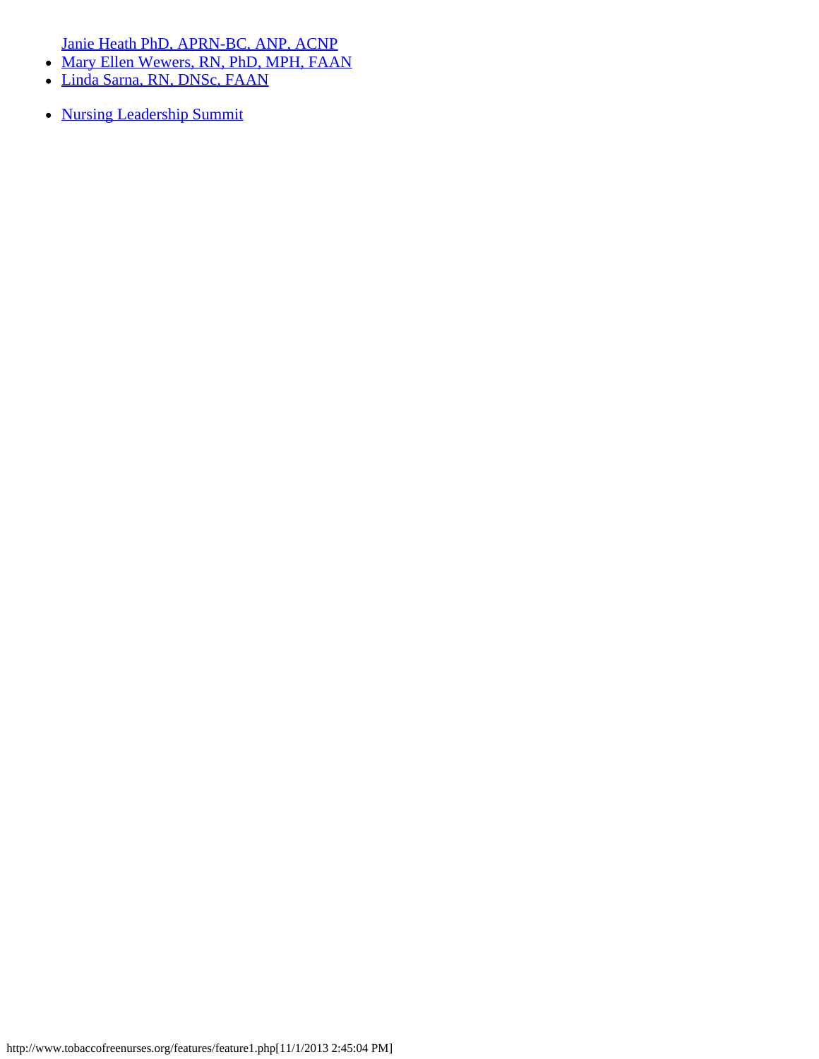Janie Heath PhD, APRN-BC, ANP, ACNP
- Mary Ellen Wewers, RN, PhD, MPH, FAAN
- Linda Sarna, RN, DNSc, FAAN

- Nursing Leadership Summit